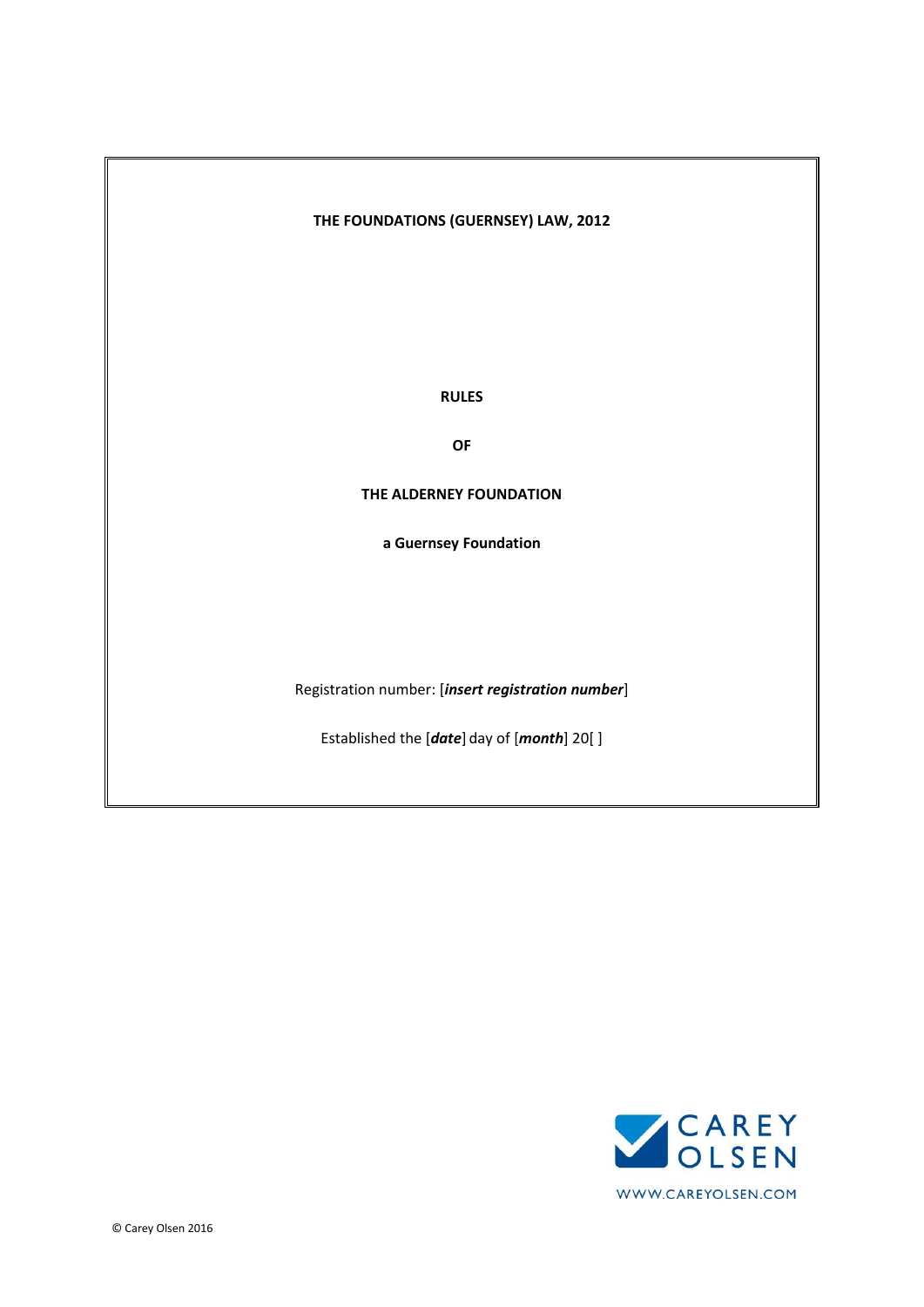**THE FOUNDATIONS (GUERNSEY) LAW, 2012**

# RULES

# OF

# THE ALDERNEY FOUNDATION

**a Guernsey Foundation**

Registration number: [***insert registration number***]

Established the [***date***] day of [***month***] 20[ ]

CAREY OLSEN

WWW.CAREYOLSEN.COM

© Carey Olsen 2016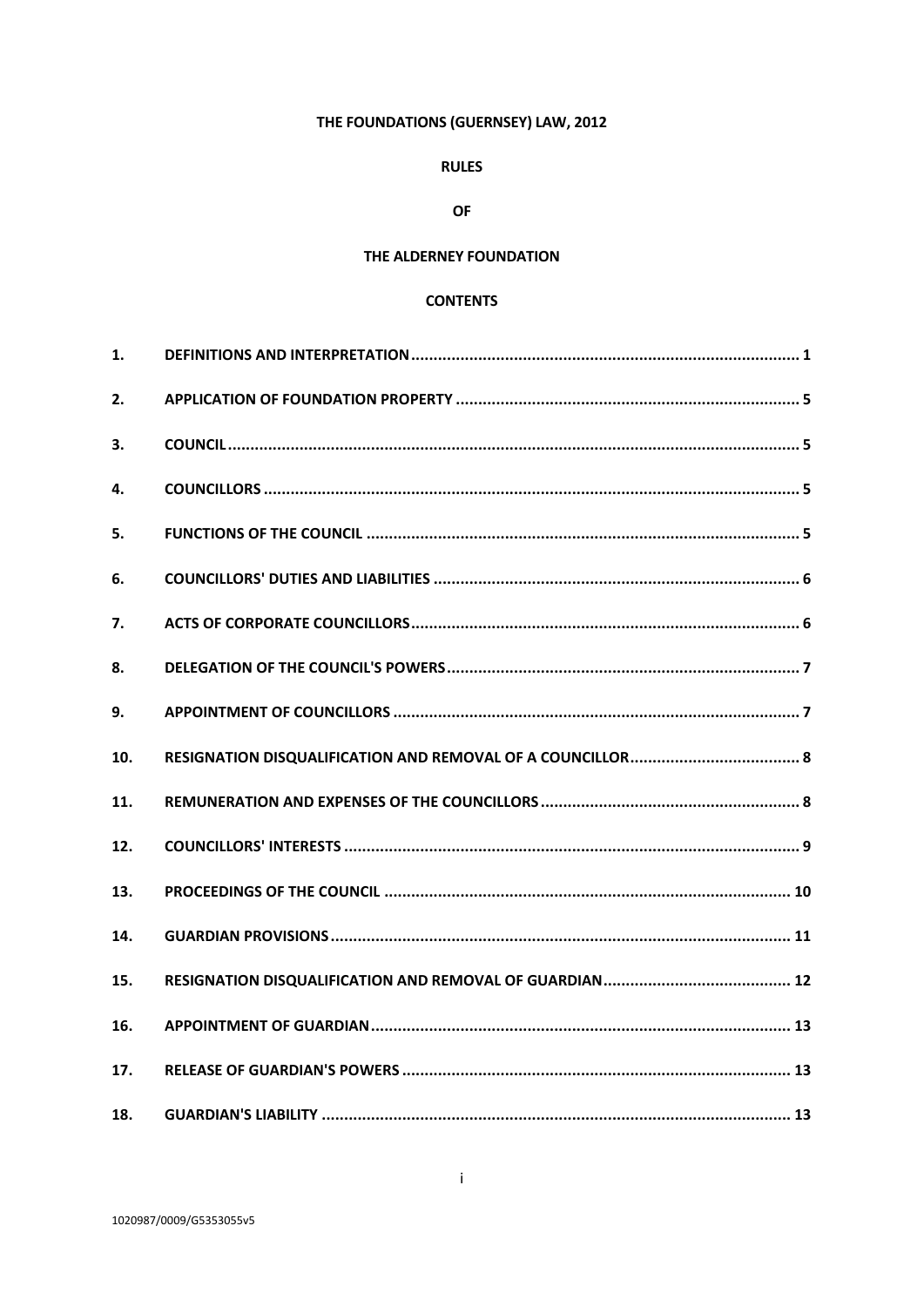**THE FOUNDATIONS (GUERNSEY) LAW, 2012**

**RULES**

**OF**

**THE ALDERNEY FOUNDATION**

**CONTENTS**

| | | |
|---|---|---|
| 1. | DEFINITIONS AND INTERPRETATION | 1 |
| 2. | APPLICATION OF FOUNDATION PROPERTY | 5 |
| 3. | COUNCIL | 5 |
| 4. | COUNCILLORS | 5 |
| 5. | FUNCTIONS OF THE COUNCIL | 5 |
| 6. | COUNCILLORS' DUTIES AND LIABILITIES | 6 |
| 7. | ACTS OF CORPORATE COUNCILLORS | 6 |
| 8. | DELEGATION OF THE COUNCIL'S POWERS | 7 |
| 9. | APPOINTMENT OF COUNCILLORS | 7 |
| 10. | RESIGNATION DISQUALIFICATION AND REMOVAL OF A COUNCILLOR | 8 |
| 11. | REMUNERATION AND EXPENSES OF THE COUNCILLORS | 8 |
| 12. | COUNCILLORS' INTERESTS | 9 |
| 13. | PROCEEDINGS OF THE COUNCIL | 10 |
| 14. | GUARDIAN PROVISIONS | 11 |
| 15. | RESIGNATION DISQUALIFICATION AND REMOVAL OF GUARDIAN | 12 |
| 16. | APPOINTMENT OF GUARDIAN | 13 |
| 17. | RELEASE OF GUARDIAN'S POWERS | 13 |
| 18. | GUARDIAN'S LIABILITY | 13 |

1020987/0009/G5353055v5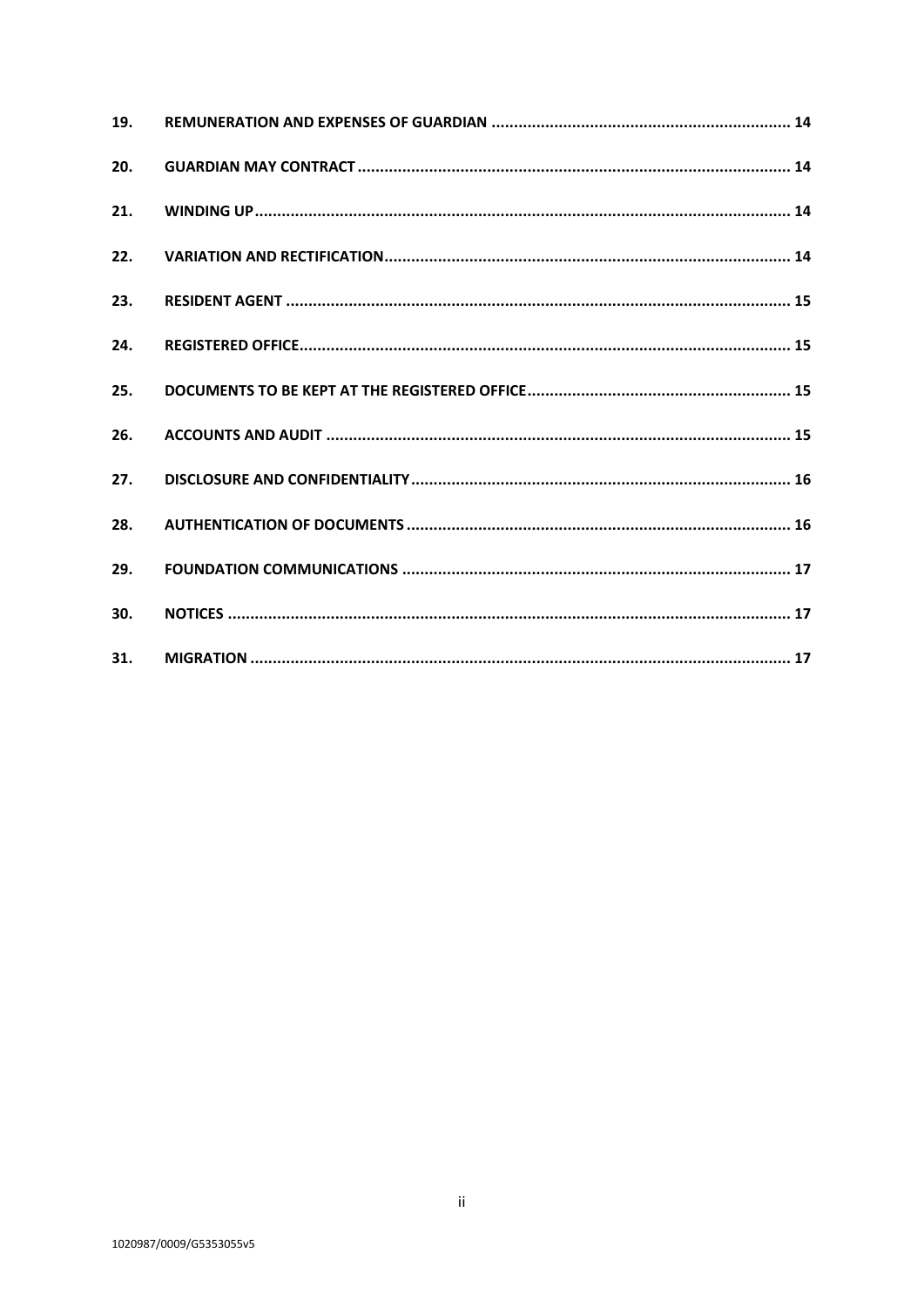| | | |
|---|---|---|
| **19.** | **REMUNERATION AND EXPENSES OF GUARDIAN** | **14** |
| **20.** | **GUARDIAN MAY CONTRACT** | **14** |
| **21.** | **WINDING UP** | **14** |
| **22.** | **VARIATION AND RECTIFICATION** | **14** |
| **23.** | **RESIDENT AGENT** | **15** |
| **24.** | **REGISTERED OFFICE** | **15** |
| **25.** | **DOCUMENTS TO BE KEPT AT THE REGISTERED OFFICE** | **15** |
| **26.** | **ACCOUNTS AND AUDIT** | **15** |
| **27.** | **DISCLOSURE AND CONFIDENTIALITY** | **16** |
| **28.** | **AUTHENTICATION OF DOCUMENTS** | **16** |
| **29.** | **FOUNDATION COMMUNICATIONS** | **17** |
| **30.** | **NOTICES** | **17** |
| **31.** | **MIGRATION** | **17** |

1020987/0009/G5353055v5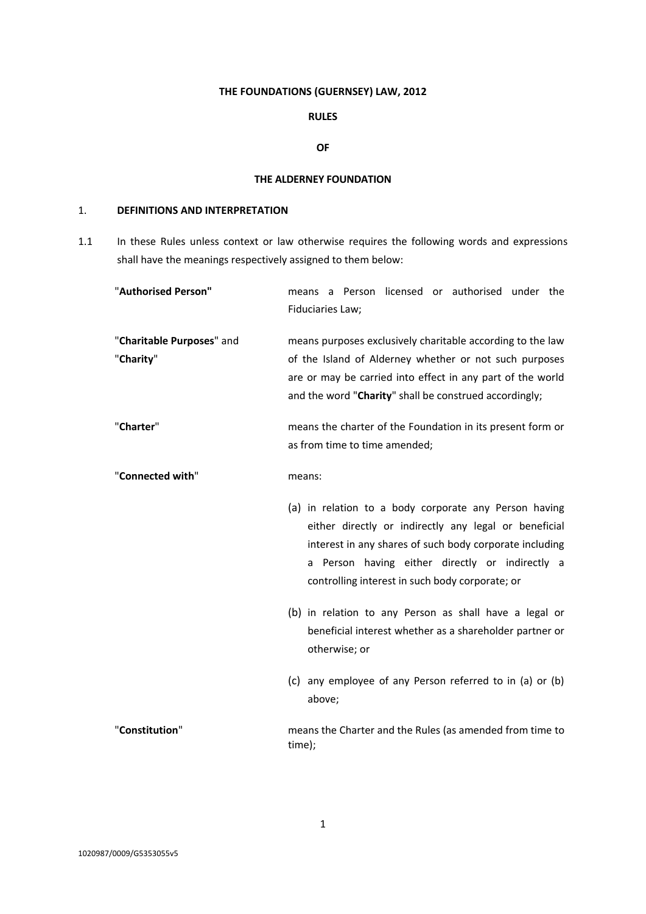**THE FOUNDATIONS (GUERNSEY) LAW, 2012**

**RULES**

**OF**

**THE ALDERNEY FOUNDATION**

## 1. DEFINITIONS AND INTERPRETATION

1.1 In these Rules unless context or law otherwise requires the following words and expressions shall have the meanings respectively assigned to them below:

"**Authorised Person"** means a Person licensed or authorised under the Fiduciaries Law;

"**Charitable Purposes**" and "**Charity**" means purposes exclusively charitable according to the law of the Island of Alderney whether or not such purposes are or may be carried into effect in any part of the world and the word "**Charity**" shall be construed accordingly;

"**Charter**" means the charter of the Foundation in its present form or as from time to time amended;

"**Connected with**" means:

(a) in relation to a body corporate any Person having either directly or indirectly any legal or beneficial interest in any shares of such body corporate including a Person having either directly or indirectly a controlling interest in such body corporate; or

(b) in relation to any Person as shall have a legal or beneficial interest whether as a shareholder partner or otherwise; or

(c) any employee of any Person referred to in (a) or (b) above;

"**Constitution**" means the Charter and the Rules (as amended from time to time);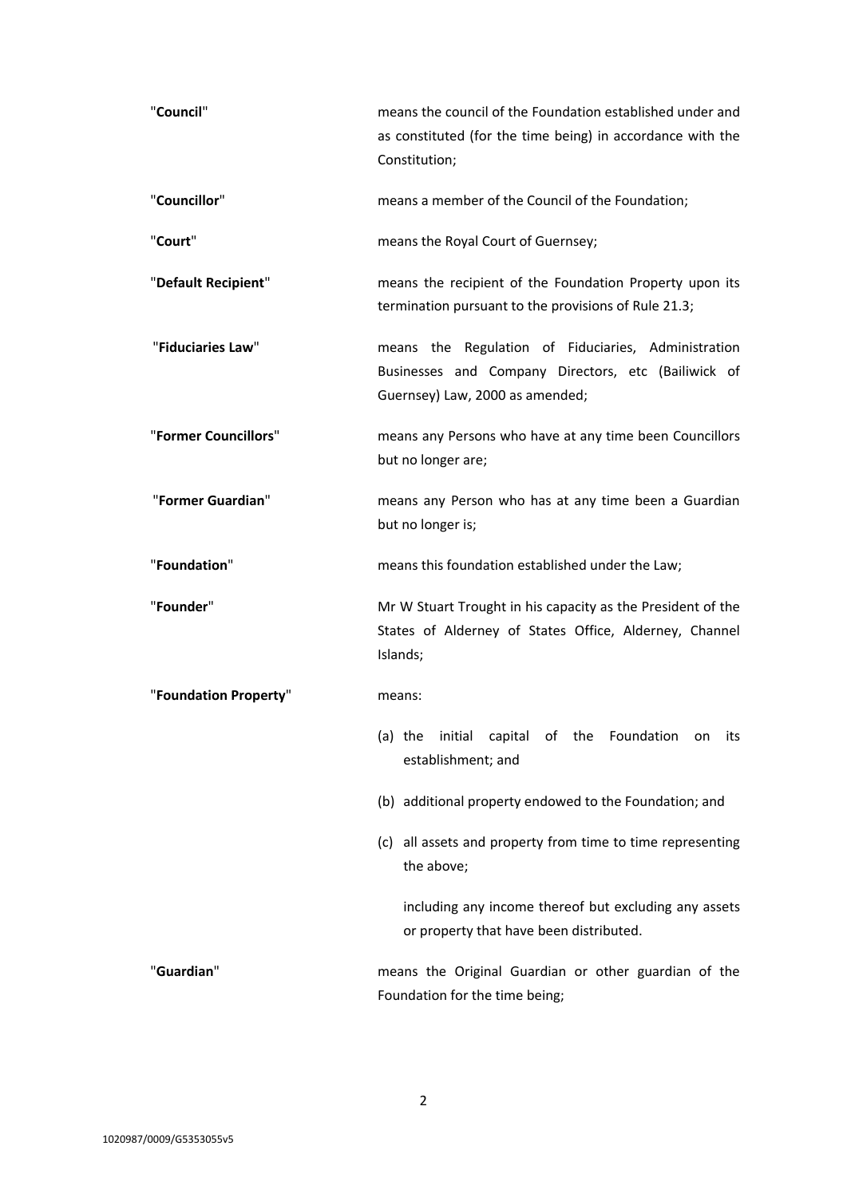"**Council**" means the council of the Foundation established under and as constituted (for the time being) in accordance with the Constitution;

"**Councillor**" means a member of the Council of the Foundation;

"**Court**" means the Royal Court of Guernsey;

"**Default Recipient**" means the recipient of the Foundation Property upon its termination pursuant to the provisions of Rule 21.3;

"**Fiduciaries Law**" means the Regulation of Fiduciaries, Administration Businesses and Company Directors, etc (Bailiwick of Guernsey) Law, 2000 as amended;

"**Former Councillors**" means any Persons who have at any time been Councillors but no longer are;

"**Former Guardian**" means any Person who has at any time been a Guardian but no longer is;

"**Foundation**" means this foundation established under the Law;

"**Founder**" Mr W Stuart Trought in his capacity as the President of the States of Alderney of States Office, Alderney, Channel Islands;

"**Foundation Property**" means:

(a) the initial capital of the Foundation on its establishment; and

(b) additional property endowed to the Foundation; and

(c) all assets and property from time to time representing the above;

including any income thereof but excluding any assets or property that have been distributed.

"**Guardian**" means the Original Guardian or other guardian of the Foundation for the time being;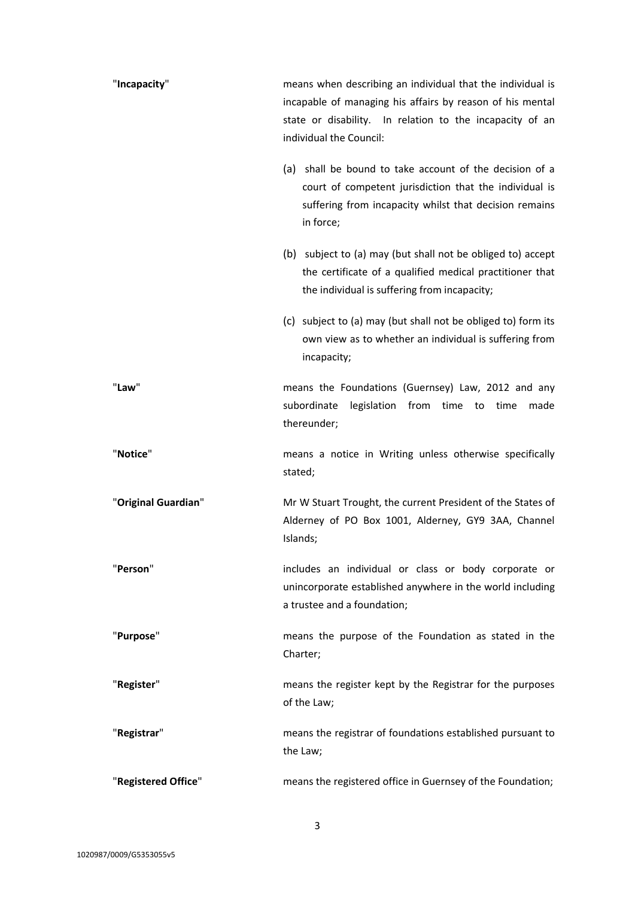"**Incapacity**" means when describing an individual that the individual is incapable of managing his affairs by reason of his mental state or disability. In relation to the incapacity of an individual the Council:

(a) shall be bound to take account of the decision of a court of competent jurisdiction that the individual is suffering from incapacity whilst that decision remains in force;

(b) subject to (a) may (but shall not be obliged to) accept the certificate of a qualified medical practitioner that the individual is suffering from incapacity;

(c) subject to (a) may (but shall not be obliged to) form its own view as to whether an individual is suffering from incapacity;

"**Law**" means the Foundations (Guernsey) Law, 2012 and any subordinate legislation from time to time made thereunder;

"**Notice**" means a notice in Writing unless otherwise specifically stated;

"**Original Guardian**" Mr W Stuart Trought, the current President of the States of Alderney of PO Box 1001, Alderney, GY9 3AA, Channel Islands;

"**Person**" includes an individual or class or body corporate or unincorporate established anywhere in the world including a trustee and a foundation;

"**Purpose**" means the purpose of the Foundation as stated in the Charter;

"**Register**" means the register kept by the Registrar for the purposes of the Law;

"**Registrar**" means the registrar of foundations established pursuant to the Law;

"**Registered Office**" means the registered office in Guernsey of the Foundation;

1020987/0009/G5353055v5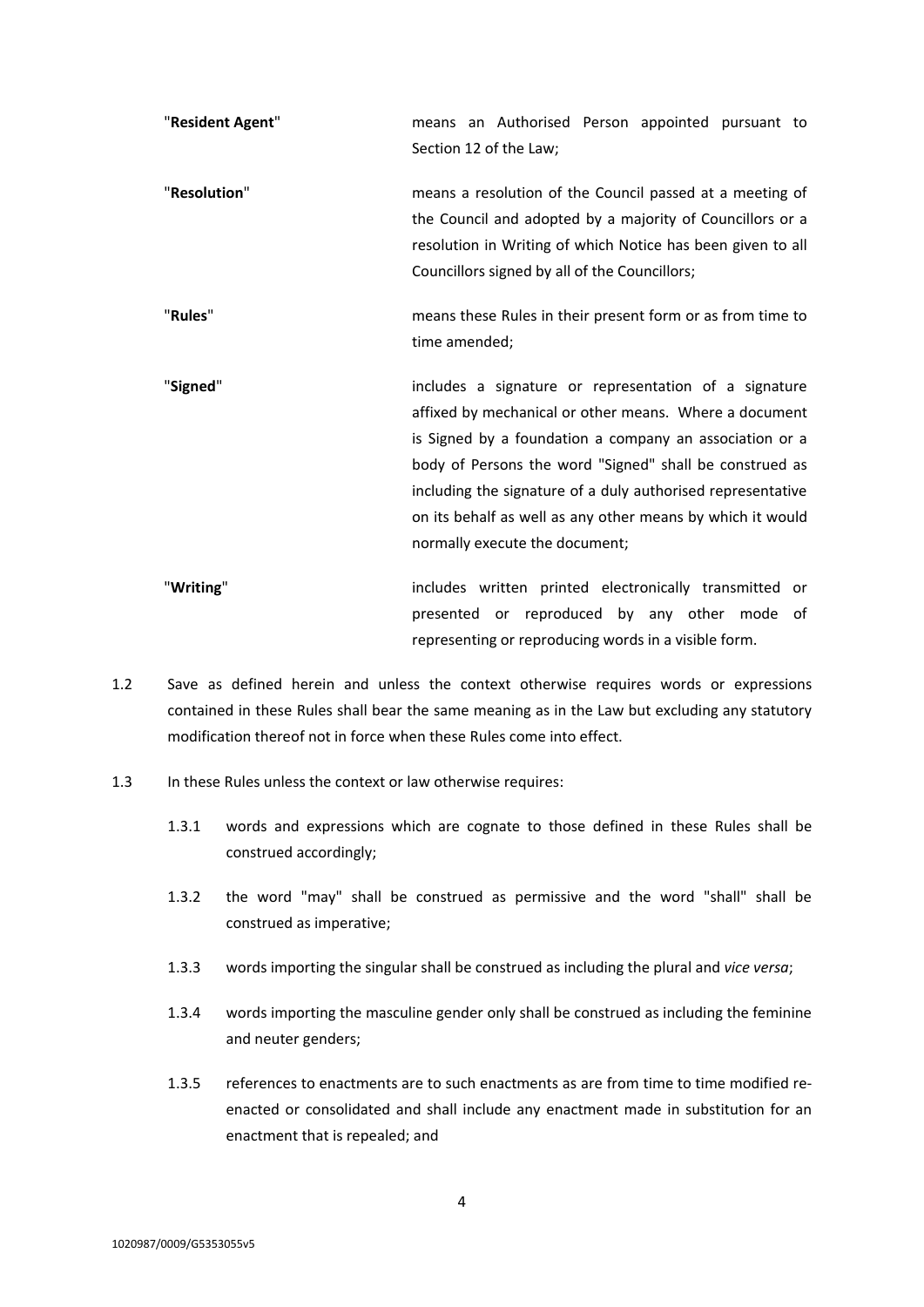| | |
|---|---|
| "**Resident Agent**" | means an Authorised Person appointed pursuant to Section 12 of the Law; |
| "**Resolution**" | means a resolution of the Council passed at a meeting of the Council and adopted by a majority of Councillors or a resolution in Writing of which Notice has been given to all Councillors signed by all of the Councillors; |
| "**Rules**" | means these Rules in their present form or as from time to time amended; |
| "**Signed**" | includes a signature or representation of a signature affixed by mechanical or other means. Where a document is Signed by a foundation a company an association or a body of Persons the word "Signed" shall be construed as including the signature of a duly authorised representative on its behalf as well as any other means by which it would normally execute the document; |
| "**Writing**" | includes written printed electronically transmitted or presented or reproduced by any other mode of representing or reproducing words in a visible form. |

1.2 Save as defined herein and unless the context otherwise requires words or expressions contained in these Rules shall bear the same meaning as in the Law but excluding any statutory modification thereof not in force when these Rules come into effect.

1.3 In these Rules unless the context or law otherwise requires:

1.3.1 words and expressions which are cognate to those defined in these Rules shall be construed accordingly;

1.3.2 the word "may" shall be construed as permissive and the word "shall" shall be construed as imperative;

1.3.3 words importing the singular shall be construed as including the plural and *vice versa*;

1.3.4 words importing the masculine gender only shall be construed as including the feminine and neuter genders;

1.3.5 references to enactments are to such enactments as are from time to time modified re-enacted or consolidated and shall include any enactment made in substitution for an enactment that is repealed; and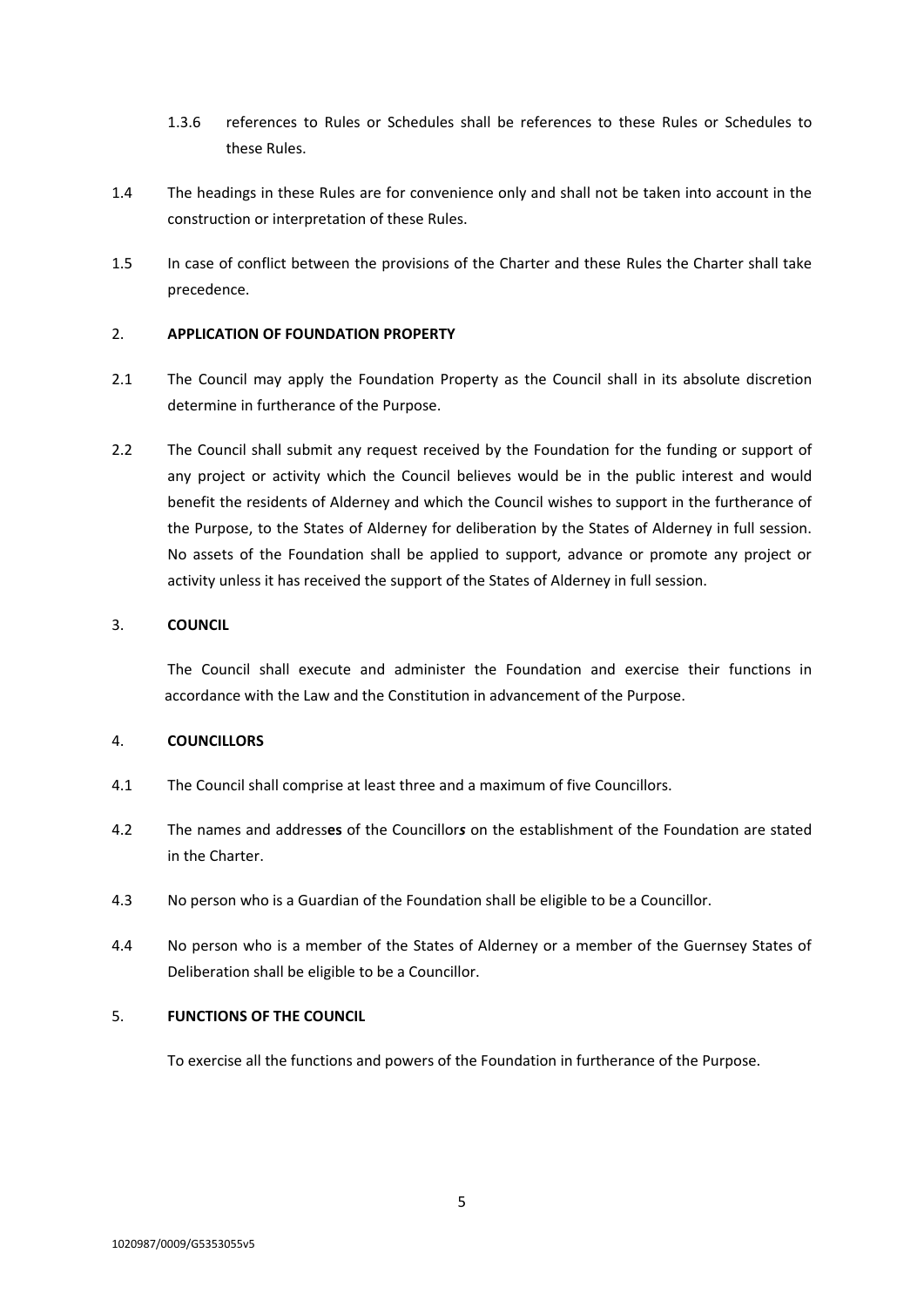1.3.6 references to Rules or Schedules shall be references to these Rules or Schedules to these Rules.

1.4 The headings in these Rules are for convenience only and shall not be taken into account in the construction or interpretation of these Rules.

1.5 In case of conflict between the provisions of the Charter and these Rules the Charter shall take precedence.

## 2. APPLICATION OF FOUNDATION PROPERTY

2.1 The Council may apply the Foundation Property as the Council shall in its absolute discretion determine in furtherance of the Purpose.

2.2 The Council shall submit any request received by the Foundation for the funding or support of any project or activity which the Council believes would be in the public interest and would benefit the residents of Alderney and which the Council wishes to support in the furtherance of the Purpose, to the States of Alderney for deliberation by the States of Alderney in full session. No assets of the Foundation shall be applied to support, advance or promote any project or activity unless it has received the support of the States of Alderney in full session.

## 3. COUNCIL

The Council shall execute and administer the Foundation and exercise their functions in accordance with the Law and the Constitution in advancement of the Purpose.

## 4. COUNCILLORS

4.1 The Council shall comprise at least three and a maximum of five Councillors.

4.2 The names and address**es** of the Councillor*s* on the establishment of the Foundation are stated in the Charter.

4.3 No person who is a Guardian of the Foundation shall be eligible to be a Councillor.

4.4 No person who is a member of the States of Alderney or a member of the Guernsey States of Deliberation shall be eligible to be a Councillor.

## 5. FUNCTIONS OF THE COUNCIL

To exercise all the functions and powers of the Foundation in furtherance of the Purpose.

1020987/0009/G5353055v5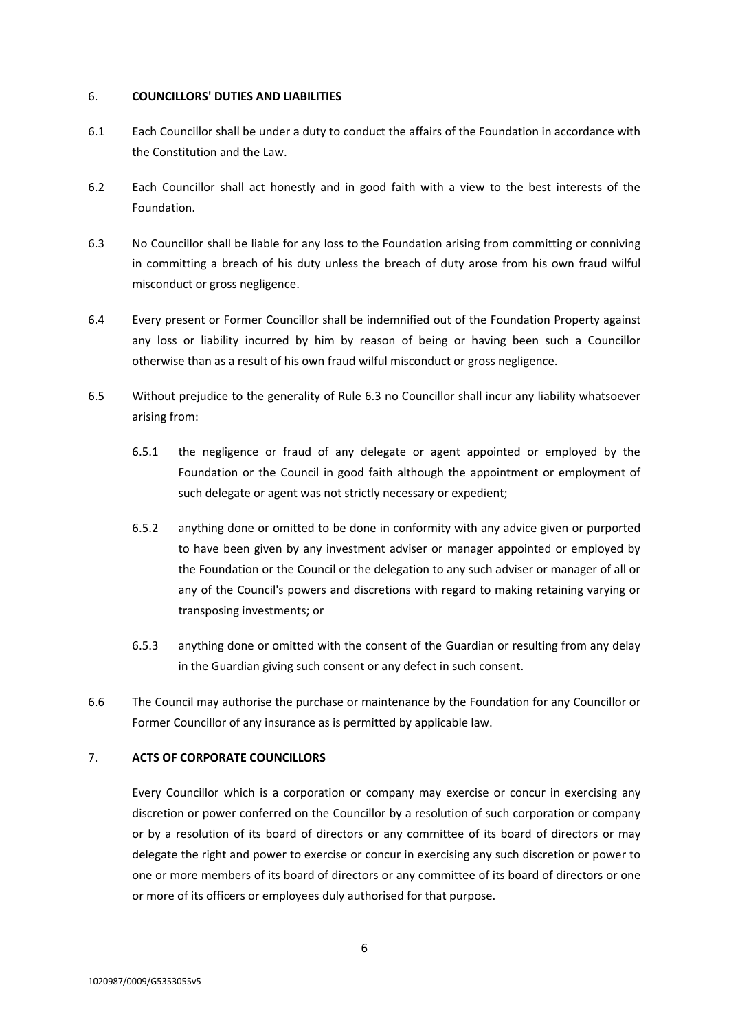## 6. COUNCILLORS' DUTIES AND LIABILITIES

6.1 Each Councillor shall be under a duty to conduct the affairs of the Foundation in accordance with the Constitution and the Law.

6.2 Each Councillor shall act honestly and in good faith with a view to the best interests of the Foundation.

6.3 No Councillor shall be liable for any loss to the Foundation arising from committing or conniving in committing a breach of his duty unless the breach of duty arose from his own fraud wilful misconduct or gross negligence.

6.4 Every present or Former Councillor shall be indemnified out of the Foundation Property against any loss or liability incurred by him by reason of being or having been such a Councillor otherwise than as a result of his own fraud wilful misconduct or gross negligence.

6.5 Without prejudice to the generality of Rule 6.3 no Councillor shall incur any liability whatsoever arising from:

- 6.5.1 the negligence or fraud of any delegate or agent appointed or employed by the Foundation or the Council in good faith although the appointment or employment of such delegate or agent was not strictly necessary or expedient;
- 6.5.2 anything done or omitted to be done in conformity with any advice given or purported to have been given by any investment adviser or manager appointed or employed by the Foundation or the Council or the delegation to any such adviser or manager of all or any of the Council's powers and discretions with regard to making retaining varying or transposing investments; or
- 6.5.3 anything done or omitted with the consent of the Guardian or resulting from any delay in the Guardian giving such consent or any defect in such consent.

6.6 The Council may authorise the purchase or maintenance by the Foundation for any Councillor or Former Councillor of any insurance as is permitted by applicable law.

## 7. ACTS OF CORPORATE COUNCILLORS

Every Councillor which is a corporation or company may exercise or concur in exercising any discretion or power conferred on the Councillor by a resolution of such corporation or company or by a resolution of its board of directors or any committee of its board of directors or may delegate the right and power to exercise or concur in exercising any such discretion or power to one or more members of its board of directors or any committee of its board of directors or one or more of its officers or employees duly authorised for that purpose.

1020987/0009/G5353055v5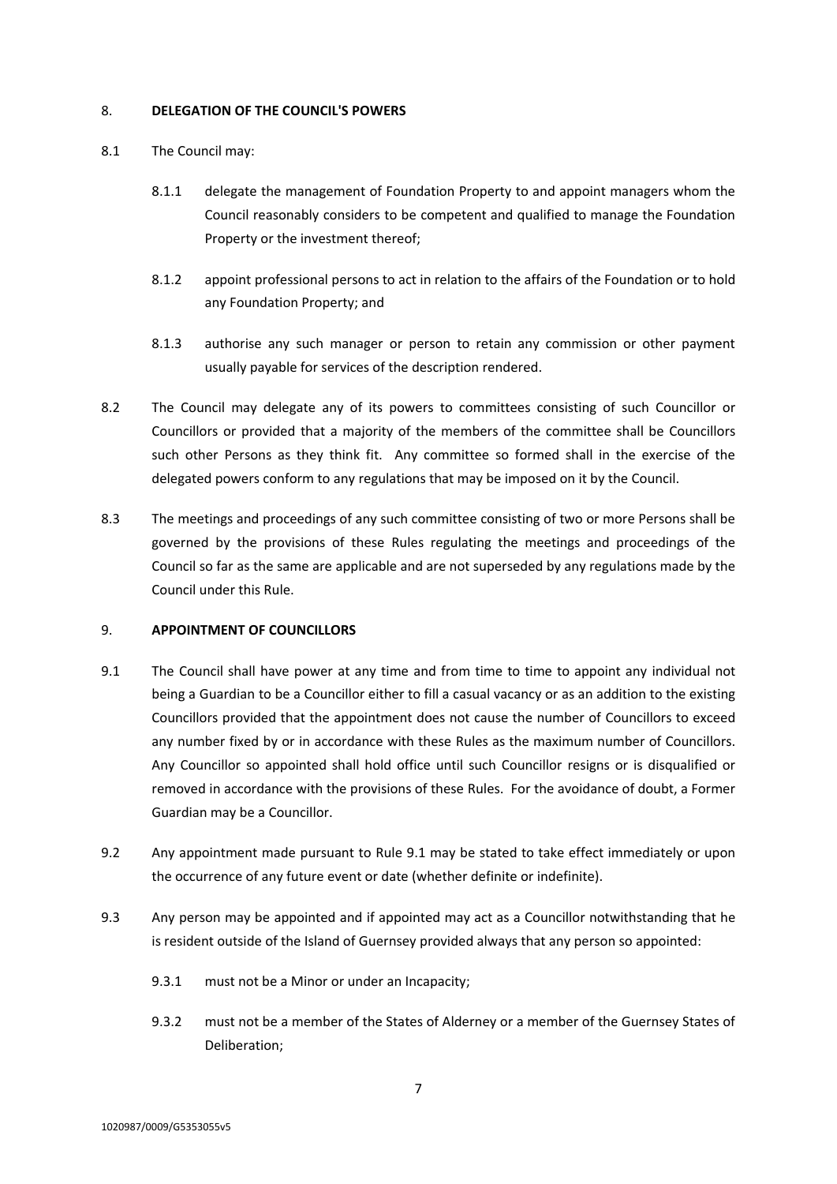## 8. DELEGATION OF THE COUNCIL'S POWERS

8.1 The Council may:

8.1.1 delegate the management of Foundation Property to and appoint managers whom the Council reasonably considers to be competent and qualified to manage the Foundation Property or the investment thereof;

8.1.2 appoint professional persons to act in relation to the affairs of the Foundation or to hold any Foundation Property; and

8.1.3 authorise any such manager or person to retain any commission or other payment usually payable for services of the description rendered.

8.2 The Council may delegate any of its powers to committees consisting of such Councillor or Councillors or provided that a majority of the members of the committee shall be Councillors such other Persons as they think fit. Any committee so formed shall in the exercise of the delegated powers conform to any regulations that may be imposed on it by the Council.

8.3 The meetings and proceedings of any such committee consisting of two or more Persons shall be governed by the provisions of these Rules regulating the meetings and proceedings of the Council so far as the same are applicable and are not superseded by any regulations made by the Council under this Rule.

## 9. APPOINTMENT OF COUNCILLORS

9.1 The Council shall have power at any time and from time to time to appoint any individual not being a Guardian to be a Councillor either to fill a casual vacancy or as an addition to the existing Councillors provided that the appointment does not cause the number of Councillors to exceed any number fixed by or in accordance with these Rules as the maximum number of Councillors. Any Councillor so appointed shall hold office until such Councillor resigns or is disqualified or removed in accordance with the provisions of these Rules. For the avoidance of doubt, a Former Guardian may be a Councillor.

9.2 Any appointment made pursuant to Rule 9.1 may be stated to take effect immediately or upon the occurrence of any future event or date (whether definite or indefinite).

9.3 Any person may be appointed and if appointed may act as a Councillor notwithstanding that he is resident outside of the Island of Guernsey provided always that any person so appointed:

9.3.1 must not be a Minor or under an Incapacity;

9.3.2 must not be a member of the States of Alderney or a member of the Guernsey States of Deliberation;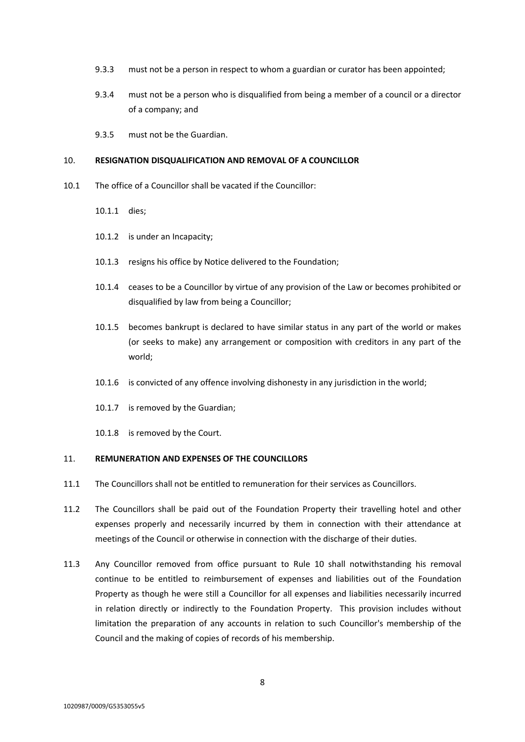9.3.3 must not be a person in respect to whom a guardian or curator has been appointed;

9.3.4 must not be a person who is disqualified from being a member of a council or a director of a company; and

9.3.5 must not be the Guardian.

## 10. RESIGNATION DISQUALIFICATION AND REMOVAL OF A COUNCILLOR

10.1 The office of a Councillor shall be vacated if the Councillor:

10.1.1 dies;

10.1.2 is under an Incapacity;

10.1.3 resigns his office by Notice delivered to the Foundation;

10.1.4 ceases to be a Councillor by virtue of any provision of the Law or becomes prohibited or disqualified by law from being a Councillor;

10.1.5 becomes bankrupt is declared to have similar status in any part of the world or makes (or seeks to make) any arrangement or composition with creditors in any part of the world;

10.1.6 is convicted of any offence involving dishonesty in any jurisdiction in the world;

10.1.7 is removed by the Guardian;

10.1.8 is removed by the Court.

## 11. REMUNERATION AND EXPENSES OF THE COUNCILLORS

11.1 The Councillors shall not be entitled to remuneration for their services as Councillors.

11.2 The Councillors shall be paid out of the Foundation Property their travelling hotel and other expenses properly and necessarily incurred by them in connection with their attendance at meetings of the Council or otherwise in connection with the discharge of their duties.

11.3 Any Councillor removed from office pursuant to Rule 10 shall notwithstanding his removal continue to be entitled to reimbursement of expenses and liabilities out of the Foundation Property as though he were still a Councillor for all expenses and liabilities necessarily incurred in relation directly or indirectly to the Foundation Property. This provision includes without limitation the preparation of any accounts in relation to such Councillor's membership of the Council and the making of copies of records of his membership.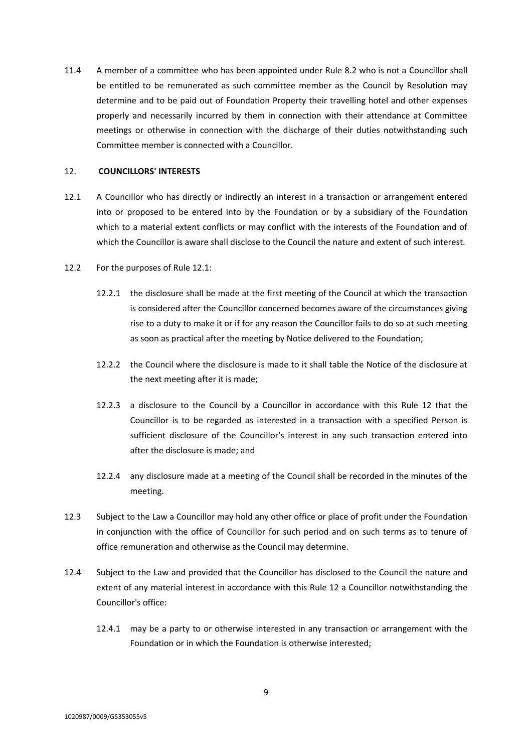11.4 A member of a committee who has been appointed under Rule 8.2 who is not a Councillor shall be entitled to be remunerated as such committee member as the Council by Resolution may determine and to be paid out of Foundation Property their travelling hotel and other expenses properly and necessarily incurred by them in connection with their attendance at Committee meetings or otherwise in connection with the discharge of their duties notwithstanding such Committee member is connected with a Councillor.

## 12. COUNCILLORS' INTERESTS

12.1 A Councillor who has directly or indirectly an interest in a transaction or arrangement entered into or proposed to be entered into by the Foundation or by a subsidiary of the Foundation which to a material extent conflicts or may conflict with the interests of the Foundation and of which the Councillor is aware shall disclose to the Council the nature and extent of such interest.

12.2 For the purposes of Rule 12.1:

12.2.1 the disclosure shall be made at the first meeting of the Council at which the transaction is considered after the Councillor concerned becomes aware of the circumstances giving rise to a duty to make it or if for any reason the Councillor fails to do so at such meeting as soon as practical after the meeting by Notice delivered to the Foundation;

12.2.2 the Council where the disclosure is made to it shall table the Notice of the disclosure at the next meeting after it is made;

12.2.3 a disclosure to the Council by a Councillor in accordance with this Rule 12 that the Councillor is to be regarded as interested in a transaction with a specified Person is sufficient disclosure of the Councillor's interest in any such transaction entered into after the disclosure is made; and

12.2.4 any disclosure made at a meeting of the Council shall be recorded in the minutes of the meeting.

12.3 Subject to the Law a Councillor may hold any other office or place of profit under the Foundation in conjunction with the office of Councillor for such period and on such terms as to tenure of office remuneration and otherwise as the Council may determine.

12.4 Subject to the Law and provided that the Councillor has disclosed to the Council the nature and extent of any material interest in accordance with this Rule 12 a Councillor notwithstanding the Councillor's office:

12.4.1 may be a party to or otherwise interested in any transaction or arrangement with the Foundation or in which the Foundation is otherwise interested;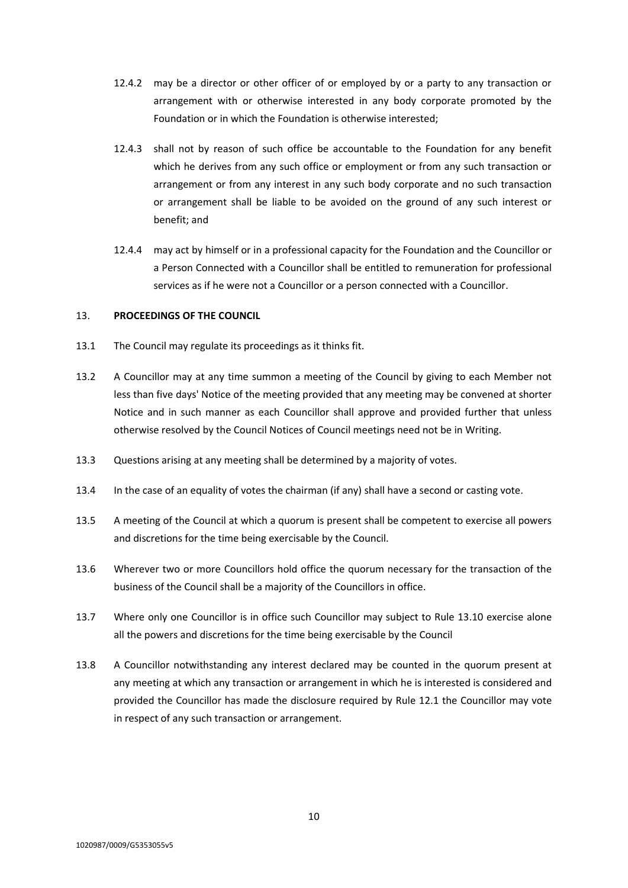12.4.2 may be a director or other officer of or employed by or a party to any transaction or arrangement with or otherwise interested in any body corporate promoted by the Foundation or in which the Foundation is otherwise interested;

12.4.3 shall not by reason of such office be accountable to the Foundation for any benefit which he derives from any such office or employment or from any such transaction or arrangement or from any interest in any such body corporate and no such transaction or arrangement shall be liable to be avoided on the ground of any such interest or benefit; and

12.4.4 may act by himself or in a professional capacity for the Foundation and the Councillor or a Person Connected with a Councillor shall be entitled to remuneration for professional services as if he were not a Councillor or a person connected with a Councillor.

13. **PROCEEDINGS OF THE COUNCIL**

13.1 The Council may regulate its proceedings as it thinks fit.

13.2 A Councillor may at any time summon a meeting of the Council by giving to each Member not less than five days' Notice of the meeting provided that any meeting may be convened at shorter Notice and in such manner as each Councillor shall approve and provided further that unless otherwise resolved by the Council Notices of Council meetings need not be in Writing.

13.3 Questions arising at any meeting shall be determined by a majority of votes.

13.4 In the case of an equality of votes the chairman (if any) shall have a second or casting vote.

13.5 A meeting of the Council at which a quorum is present shall be competent to exercise all powers and discretions for the time being exercisable by the Council.

13.6 Wherever two or more Councillors hold office the quorum necessary for the transaction of the business of the Council shall be a majority of the Councillors in office.

13.7 Where only one Councillor is in office such Councillor may subject to Rule 13.10 exercise alone all the powers and discretions for the time being exercisable by the Council

13.8 A Councillor notwithstanding any interest declared may be counted in the quorum present at any meeting at which any transaction or arrangement in which he is interested is considered and provided the Councillor has made the disclosure required by Rule 12.1 the Councillor may vote in respect of any such transaction or arrangement.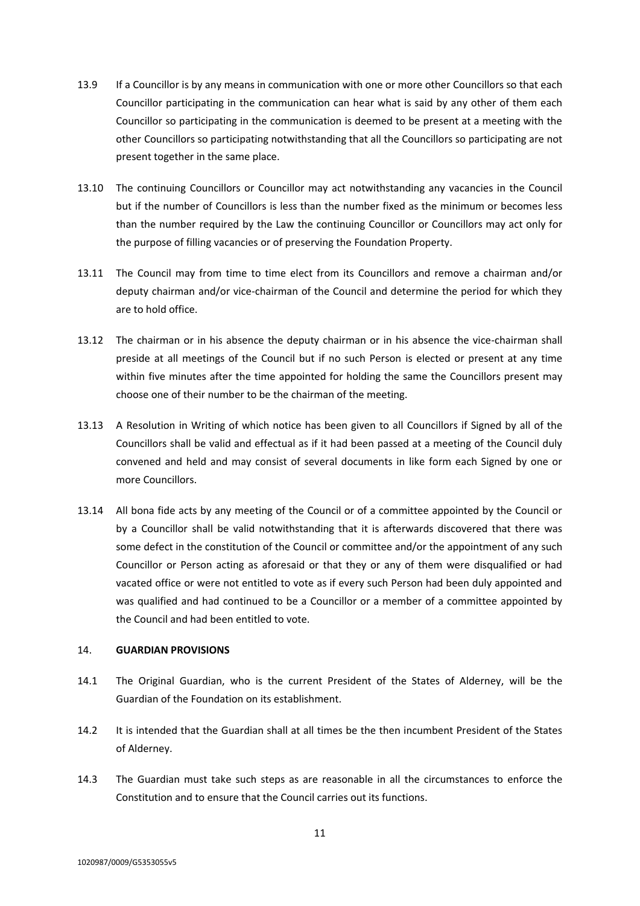13.9 If a Councillor is by any means in communication with one or more other Councillors so that each Councillor participating in the communication can hear what is said by any other of them each Councillor so participating in the communication is deemed to be present at a meeting with the other Councillors so participating notwithstanding that all the Councillors so participating are not present together in the same place.

13.10 The continuing Councillors or Councillor may act notwithstanding any vacancies in the Council but if the number of Councillors is less than the number fixed as the minimum or becomes less than the number required by the Law the continuing Councillor or Councillors may act only for the purpose of filling vacancies or of preserving the Foundation Property.

13.11 The Council may from time to time elect from its Councillors and remove a chairman and/or deputy chairman and/or vice-chairman of the Council and determine the period for which they are to hold office.

13.12 The chairman or in his absence the deputy chairman or in his absence the vice-chairman shall preside at all meetings of the Council but if no such Person is elected or present at any time within five minutes after the time appointed for holding the same the Councillors present may choose one of their number to be the chairman of the meeting.

13.13 A Resolution in Writing of which notice has been given to all Councillors if Signed by all of the Councillors shall be valid and effectual as if it had been passed at a meeting of the Council duly convened and held and may consist of several documents in like form each Signed by one or more Councillors.

13.14 All bona fide acts by any meeting of the Council or of a committee appointed by the Council or by a Councillor shall be valid notwithstanding that it is afterwards discovered that there was some defect in the constitution of the Council or committee and/or the appointment of any such Councillor or Person acting as aforesaid or that they or any of them were disqualified or had vacated office or were not entitled to vote as if every such Person had been duly appointed and was qualified and had continued to be a Councillor or a member of a committee appointed by the Council and had been entitled to vote.

## 14. GUARDIAN PROVISIONS

14.1 The Original Guardian, who is the current President of the States of Alderney, will be the Guardian of the Foundation on its establishment.

14.2 It is intended that the Guardian shall at all times be the then incumbent President of the States of Alderney.

14.3 The Guardian must take such steps as are reasonable in all the circumstances to enforce the Constitution and to ensure that the Council carries out its functions.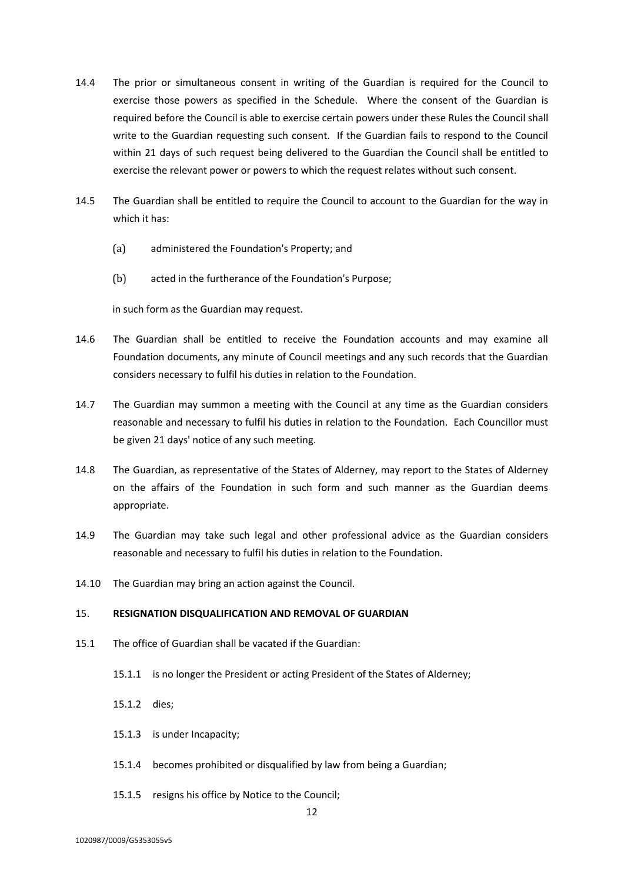14.4 The prior or simultaneous consent in writing of the Guardian is required for the Council to exercise those powers as specified in the Schedule. Where the consent of the Guardian is required before the Council is able to exercise certain powers under these Rules the Council shall write to the Guardian requesting such consent. If the Guardian fails to respond to the Council within 21 days of such request being delivered to the Guardian the Council shall be entitled to exercise the relevant power or powers to which the request relates without such consent.

14.5 The Guardian shall be entitled to require the Council to account to the Guardian for the way in which it has:

(a) administered the Foundation's Property; and

(b) acted in the furtherance of the Foundation's Purpose;

in such form as the Guardian may request.

14.6 The Guardian shall be entitled to receive the Foundation accounts and may examine all Foundation documents, any minute of Council meetings and any such records that the Guardian considers necessary to fulfil his duties in relation to the Foundation.

14.7 The Guardian may summon a meeting with the Council at any time as the Guardian considers reasonable and necessary to fulfil his duties in relation to the Foundation. Each Councillor must be given 21 days' notice of any such meeting.

14.8 The Guardian, as representative of the States of Alderney, may report to the States of Alderney on the affairs of the Foundation in such form and such manner as the Guardian deems appropriate.

14.9 The Guardian may take such legal and other professional advice as the Guardian considers reasonable and necessary to fulfil his duties in relation to the Foundation.

14.10 The Guardian may bring an action against the Council.

## 15. RESIGNATION DISQUALIFICATION AND REMOVAL OF GUARDIAN

15.1 The office of Guardian shall be vacated if the Guardian:

15.1.1 is no longer the President or acting President of the States of Alderney;

15.1.2 dies;

15.1.3 is under Incapacity;

15.1.4 becomes prohibited or disqualified by law from being a Guardian;

15.1.5 resigns his office by Notice to the Council;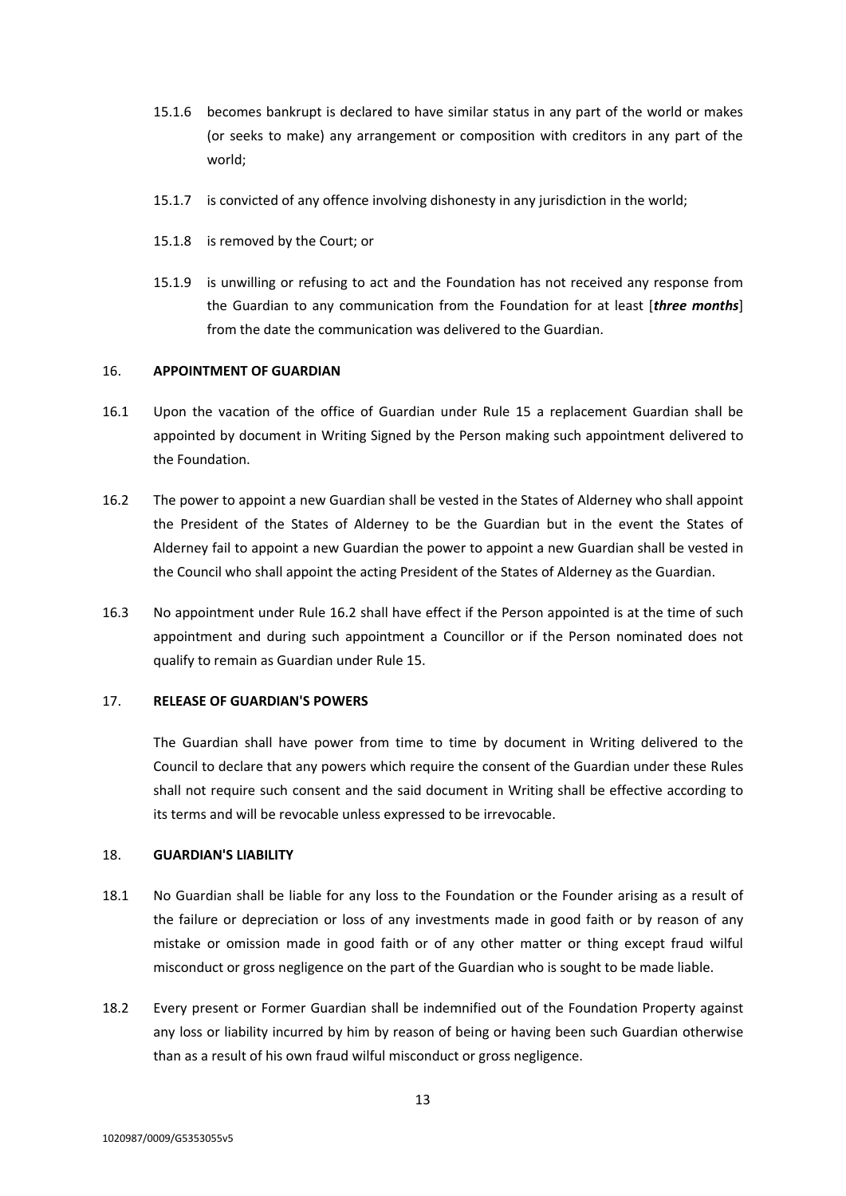15.1.6 becomes bankrupt is declared to have similar status in any part of the world or makes (or seeks to make) any arrangement or composition with creditors in any part of the world;

15.1.7 is convicted of any offence involving dishonesty in any jurisdiction in the world;

15.1.8 is removed by the Court; or

15.1.9 is unwilling or refusing to act and the Foundation has not received any response from the Guardian to any communication from the Foundation for at least [***three months***] from the date the communication was delivered to the Guardian.

## 16. APPOINTMENT OF GUARDIAN

16.1 Upon the vacation of the office of Guardian under Rule 15 a replacement Guardian shall be appointed by document in Writing Signed by the Person making such appointment delivered to the Foundation.

16.2 The power to appoint a new Guardian shall be vested in the States of Alderney who shall appoint the President of the States of Alderney to be the Guardian but in the event the States of Alderney fail to appoint a new Guardian the power to appoint a new Guardian shall be vested in the Council who shall appoint the acting President of the States of Alderney as the Guardian.

16.3 No appointment under Rule 16.2 shall have effect if the Person appointed is at the time of such appointment and during such appointment a Councillor or if the Person nominated does not qualify to remain as Guardian under Rule 15.

## 17. RELEASE OF GUARDIAN'S POWERS

The Guardian shall have power from time to time by document in Writing delivered to the Council to declare that any powers which require the consent of the Guardian under these Rules shall not require such consent and the said document in Writing shall be effective according to its terms and will be revocable unless expressed to be irrevocable.

## 18. GUARDIAN'S LIABILITY

18.1 No Guardian shall be liable for any loss to the Foundation or the Founder arising as a result of the failure or depreciation or loss of any investments made in good faith or by reason of any mistake or omission made in good faith or of any other matter or thing except fraud wilful misconduct or gross negligence on the part of the Guardian who is sought to be made liable.

18.2 Every present or Former Guardian shall be indemnified out of the Foundation Property against any loss or liability incurred by him by reason of being or having been such Guardian otherwise than as a result of his own fraud wilful misconduct or gross negligence.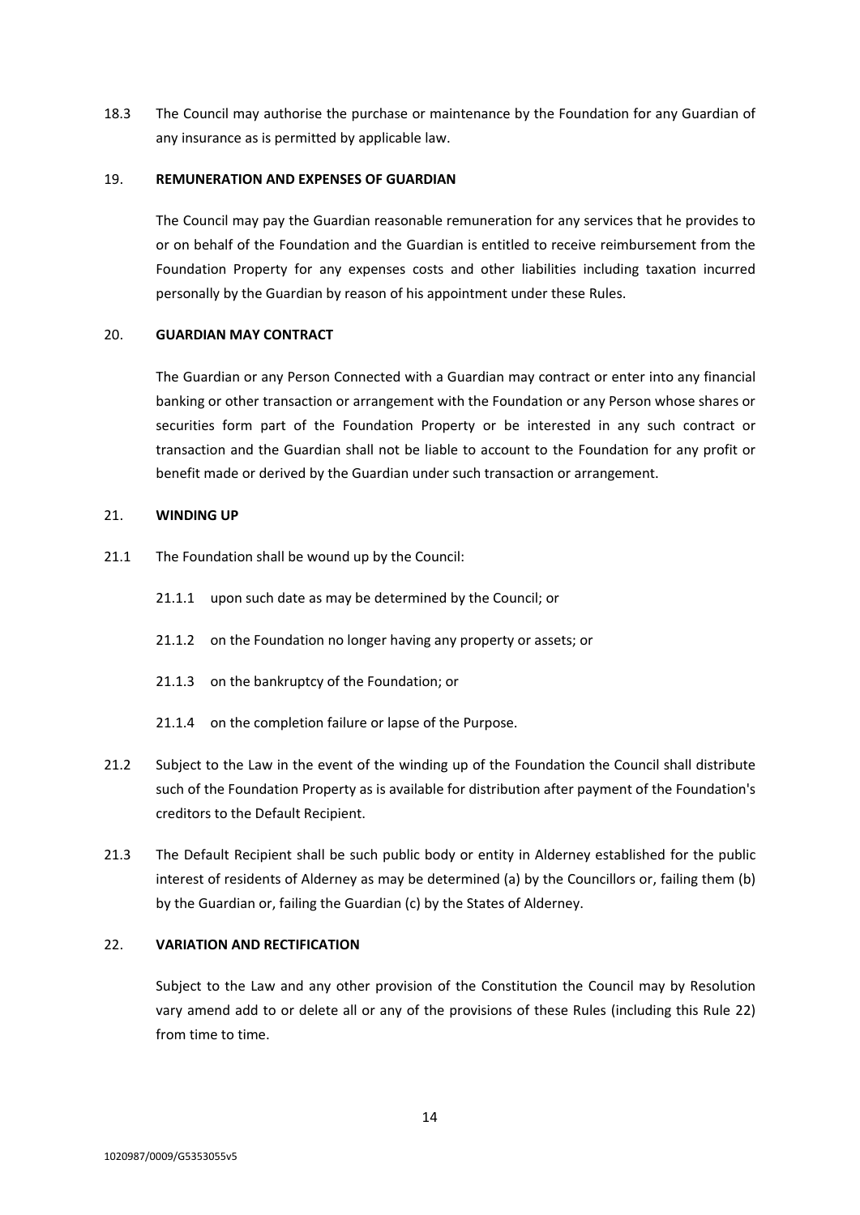18.3 The Council may authorise the purchase or maintenance by the Foundation for any Guardian of any insurance as is permitted by applicable law.

## 19. REMUNERATION AND EXPENSES OF GUARDIAN

The Council may pay the Guardian reasonable remuneration for any services that he provides to or on behalf of the Foundation and the Guardian is entitled to receive reimbursement from the Foundation Property for any expenses costs and other liabilities including taxation incurred personally by the Guardian by reason of his appointment under these Rules.

## 20. GUARDIAN MAY CONTRACT

The Guardian or any Person Connected with a Guardian may contract or enter into any financial banking or other transaction or arrangement with the Foundation or any Person whose shares or securities form part of the Foundation Property or be interested in any such contract or transaction and the Guardian shall not be liable to account to the Foundation for any profit or benefit made or derived by the Guardian under such transaction or arrangement.

## 21. WINDING UP

21.1 The Foundation shall be wound up by the Council:

21.1.1 upon such date as may be determined by the Council; or

21.1.2 on the Foundation no longer having any property or assets; or

21.1.3 on the bankruptcy of the Foundation; or

21.1.4 on the completion failure or lapse of the Purpose.

21.2 Subject to the Law in the event of the winding up of the Foundation the Council shall distribute such of the Foundation Property as is available for distribution after payment of the Foundation's creditors to the Default Recipient.

21.3 The Default Recipient shall be such public body or entity in Alderney established for the public interest of residents of Alderney as may be determined (a) by the Councillors or, failing them (b) by the Guardian or, failing the Guardian (c) by the States of Alderney.

## 22. VARIATION AND RECTIFICATION

Subject to the Law and any other provision of the Constitution the Council may by Resolution vary amend add to or delete all or any of the provisions of these Rules (including this Rule 22) from time to time.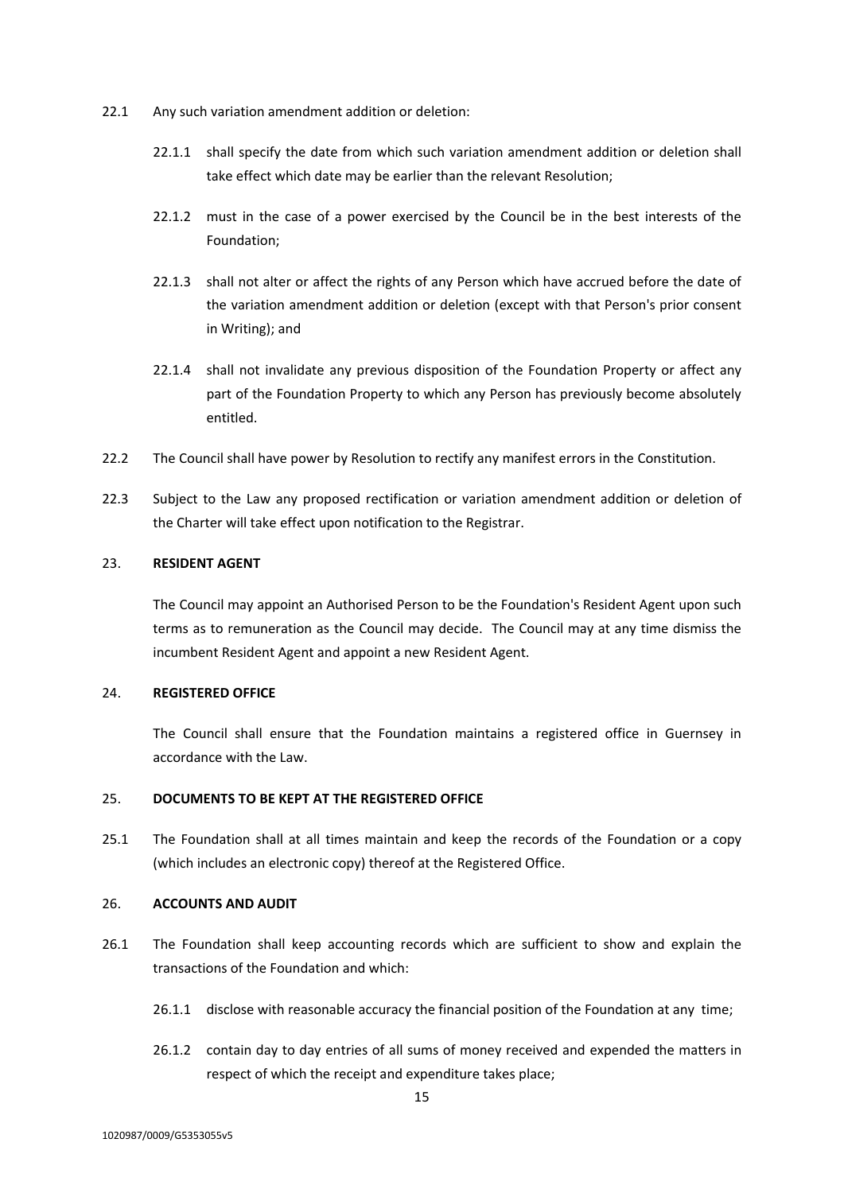22.1 Any such variation amendment addition or deletion:

22.1.1 shall specify the date from which such variation amendment addition or deletion shall take effect which date may be earlier than the relevant Resolution;

22.1.2 must in the case of a power exercised by the Council be in the best interests of the Foundation;

22.1.3 shall not alter or affect the rights of any Person which have accrued before the date of the variation amendment addition or deletion (except with that Person's prior consent in Writing); and

22.1.4 shall not invalidate any previous disposition of the Foundation Property or affect any part of the Foundation Property to which any Person has previously become absolutely entitled.

22.2 The Council shall have power by Resolution to rectify any manifest errors in the Constitution.

22.3 Subject to the Law any proposed rectification or variation amendment addition or deletion of the Charter will take effect upon notification to the Registrar.

## 23. RESIDENT AGENT

The Council may appoint an Authorised Person to be the Foundation's Resident Agent upon such terms as to remuneration as the Council may decide. The Council may at any time dismiss the incumbent Resident Agent and appoint a new Resident Agent.

## 24. REGISTERED OFFICE

The Council shall ensure that the Foundation maintains a registered office in Guernsey in accordance with the Law.

## 25. DOCUMENTS TO BE KEPT AT THE REGISTERED OFFICE

25.1 The Foundation shall at all times maintain and keep the records of the Foundation or a copy (which includes an electronic copy) thereof at the Registered Office.

## 26. ACCOUNTS AND AUDIT

26.1 The Foundation shall keep accounting records which are sufficient to show and explain the transactions of the Foundation and which:

26.1.1 disclose with reasonable accuracy the financial position of the Foundation at any time;

26.1.2 contain day to day entries of all sums of money received and expended the matters in respect of which the receipt and expenditure takes place;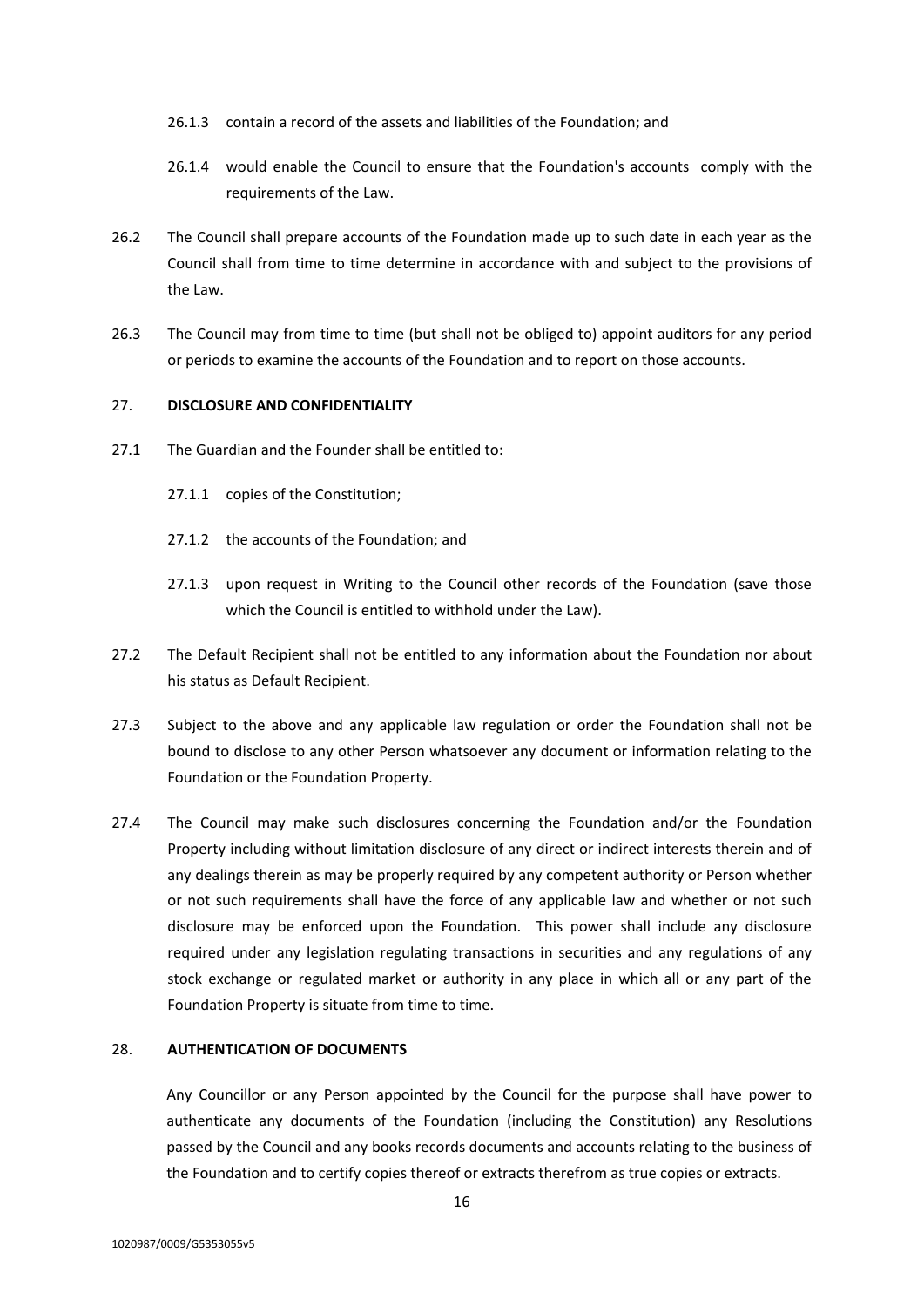26.1.3 contain a record of the assets and liabilities of the Foundation; and

26.1.4 would enable the Council to ensure that the Foundation's accounts comply with the requirements of the Law.

26.2 The Council shall prepare accounts of the Foundation made up to such date in each year as the Council shall from time to time determine in accordance with and subject to the provisions of the Law.

26.3 The Council may from time to time (but shall not be obliged to) appoint auditors for any period or periods to examine the accounts of the Foundation and to report on those accounts.

## 27. DISCLOSURE AND CONFIDENTIALITY

27.1 The Guardian and the Founder shall be entitled to:

27.1.1 copies of the Constitution;

27.1.2 the accounts of the Foundation; and

27.1.3 upon request in Writing to the Council other records of the Foundation (save those which the Council is entitled to withhold under the Law).

27.2 The Default Recipient shall not be entitled to any information about the Foundation nor about his status as Default Recipient.

27.3 Subject to the above and any applicable law regulation or order the Foundation shall not be bound to disclose to any other Person whatsoever any document or information relating to the Foundation or the Foundation Property.

27.4 The Council may make such disclosures concerning the Foundation and/or the Foundation Property including without limitation disclosure of any direct or indirect interests therein and of any dealings therein as may be properly required by any competent authority or Person whether or not such requirements shall have the force of any applicable law and whether or not such disclosure may be enforced upon the Foundation. This power shall include any disclosure required under any legislation regulating transactions in securities and any regulations of any stock exchange or regulated market or authority in any place in which all or any part of the Foundation Property is situate from time to time.

## 28. AUTHENTICATION OF DOCUMENTS

Any Councillor or any Person appointed by the Council for the purpose shall have power to authenticate any documents of the Foundation (including the Constitution) any Resolutions passed by the Council and any books records documents and accounts relating to the business of the Foundation and to certify copies thereof or extracts therefrom as true copies or extracts.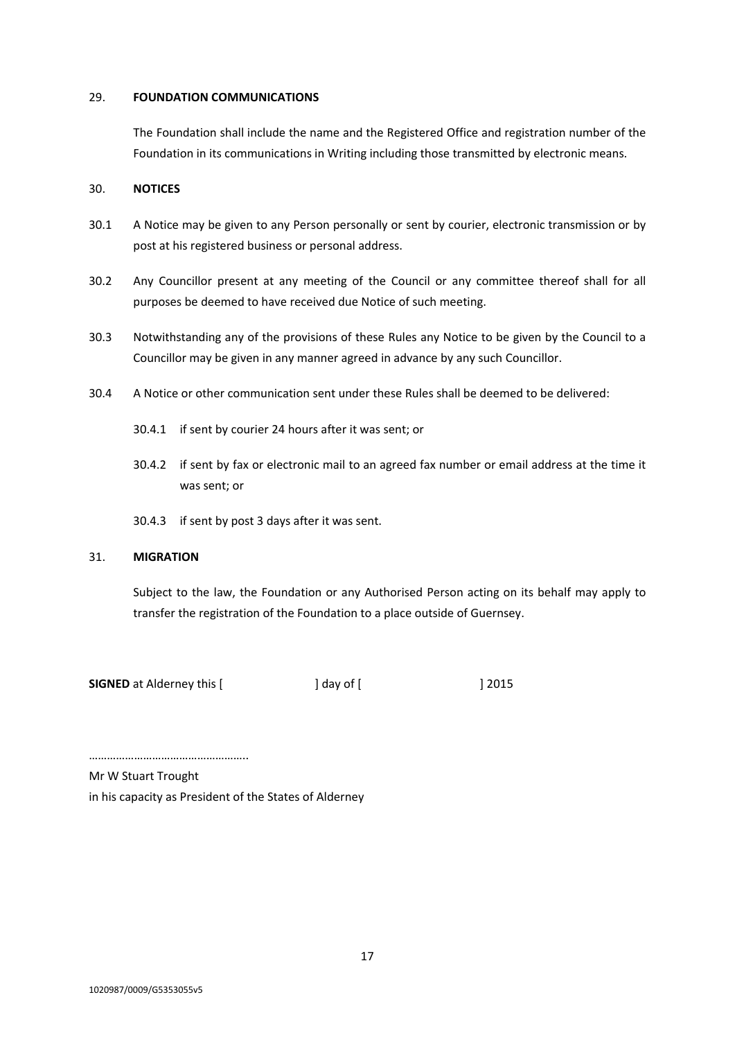## 29. FOUNDATION COMMUNICATIONS

The Foundation shall include the name and the Registered Office and registration number of the Foundation in its communications in Writing including those transmitted by electronic means.

## 30. NOTICES

30.1 A Notice may be given to any Person personally or sent by courier, electronic transmission or by post at his registered business or personal address.

30.2 Any Councillor present at any meeting of the Council or any committee thereof shall for all purposes be deemed to have received due Notice of such meeting.

30.3 Notwithstanding any of the provisions of these Rules any Notice to be given by the Council to a Councillor may be given in any manner agreed in advance by any such Councillor.

30.4 A Notice or other communication sent under these Rules shall be deemed to be delivered:

30.4.1 if sent by courier 24 hours after it was sent; or

30.4.2 if sent by fax or electronic mail to an agreed fax number or email address at the time it was sent; or

30.4.3 if sent by post 3 days after it was sent.

## 31. MIGRATION

Subject to the law, the Foundation or any Authorised Person acting on its behalf may apply to transfer the registration of the Foundation to a place outside of Guernsey.

**SIGNED** at Alderney this [ ] day of [ ] 2015

…………………………………………..

Mr W Stuart Trought
in his capacity as President of the States of Alderney

1020987/0009/G5353055v5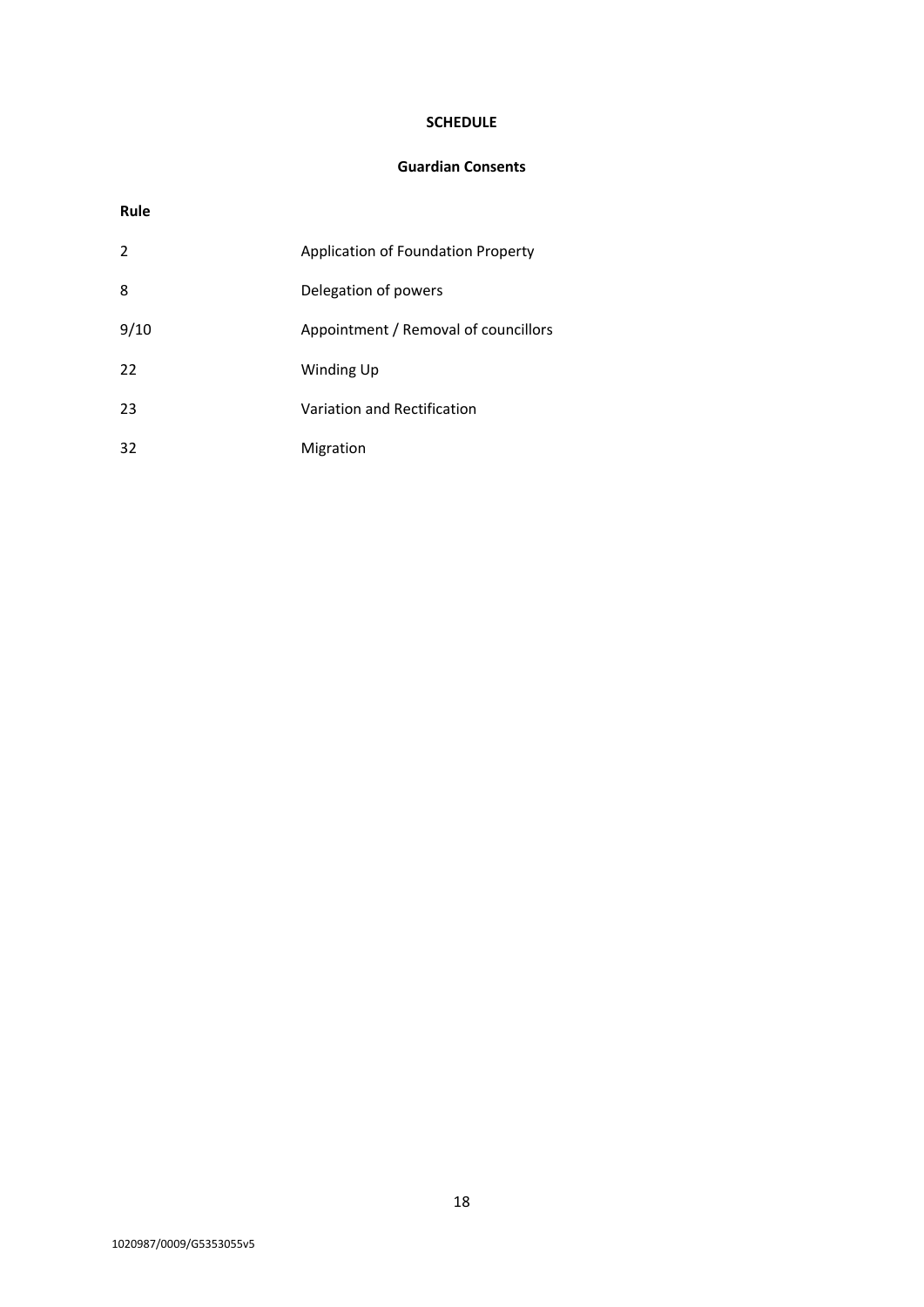# SCHEDULE

## Guardian Consents

| Rule | |
|---|---|
| 2 | Application of Foundation Property |
| 8 | Delegation of powers |
| 9/10 | Appointment / Removal of councillors |
| 22 | Winding Up |
| 23 | Variation and Rectification |
| 32 | Migration |

1020987/0009/G5353055v5